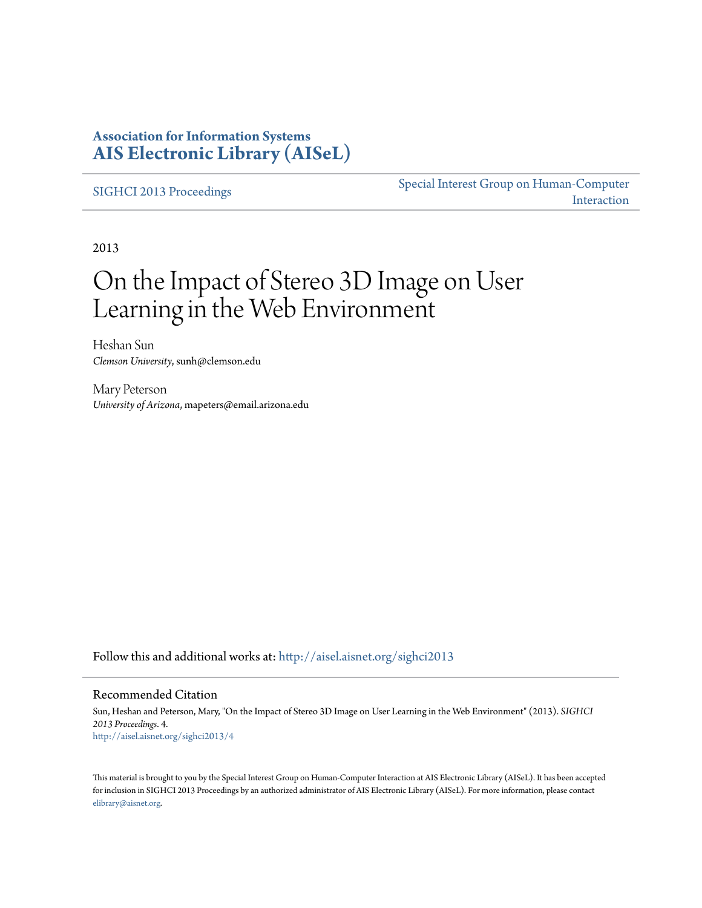**Association for Information Systems**
**AIS Electronic Library (AISeL)**

SIGHCI 2013 Proceedings

Special Interest Group on Human-Computer Interaction

2013

# On the Impact of Stereo 3D Image on User Learning in the Web Environment

Heshan Sun
*Clemson University*, sunh@clemson.edu

Mary Peterson
*University of Arizona*, mapeters@email.arizona.edu

Follow this and additional works at: http://aisel.aisnet.org/sighci2013

## Recommended Citation

Sun, Heshan and Peterson, Mary, "On the Impact of Stereo 3D Image on User Learning in the Web Environment" (2013). *SIGHCI 2013 Proceedings*. 4.
http://aisel.aisnet.org/sighci2013/4

This material is brought to you by the Special Interest Group on Human-Computer Interaction at AIS Electronic Library (AISeL). It has been accepted for inclusion in SIGHCI 2013 Proceedings by an authorized administrator of AIS Electronic Library (AISeL). For more information, please contact elibrary@aisnet.org.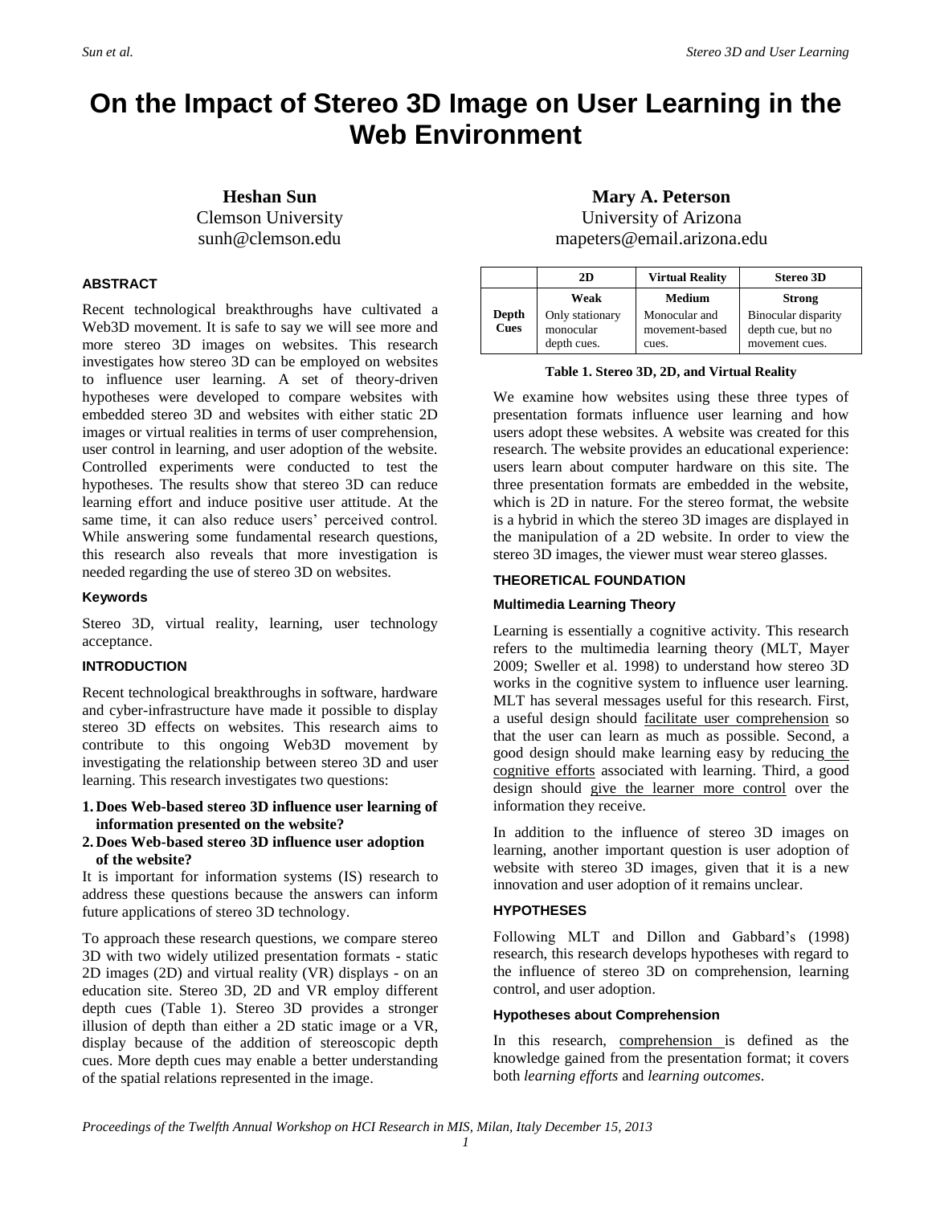# On the Impact of Stereo 3D Image on User Learning in the Web Environment

**Heshan Sun**
Clemson University
sunh@clemson.edu

**Mary A. Peterson**
University of Arizona
mapeters@email.arizona.edu

### ABSTRACT

Recent technological breakthroughs have cultivated a Web3D movement. It is safe to say we will see more and more stereo 3D images on websites. This research investigates how stereo 3D can be employed on websites to influence user learning. A set of theory-driven hypotheses were developed to compare websites with embedded stereo 3D and websites with either static 2D images or virtual realities in terms of user comprehension, user control in learning, and user adoption of the website. Controlled experiments were conducted to test the hypotheses. The results show that stereo 3D can reduce learning effort and induce positive user attitude. At the same time, it can also reduce users' perceived control. While answering some fundamental research questions, this research also reveals that more investigation is needed regarding the use of stereo 3D on websites.

#### Keywords

Stereo 3D, virtual reality, learning, user technology acceptance.

### INTRODUCTION

Recent technological breakthroughs in software, hardware and cyber-infrastructure have made it possible to display stereo 3D effects on websites. This research aims to contribute to this ongoing Web3D movement by investigating the relationship between stereo 3D and user learning. This research investigates two questions:

1. **Does Web-based stereo 3D influence user learning of information presented on the website?**
2. **Does Web-based stereo 3D influence user adoption of the website?**

It is important for information systems (IS) research to address these questions because the answers can inform future applications of stereo 3D technology.

To approach these research questions, we compare stereo 3D with two widely utilized presentation formats - static 2D images (2D) and virtual reality (VR) displays - on an education site. Stereo 3D, 2D and VR employ different depth cues (Table 1). Stereo 3D provides a stronger illusion of depth than either a 2D static image or a VR, display because of the addition of stereoscopic depth cues. More depth cues may enable a better understanding of the spatial relations represented in the image.

| | 2D | Virtual Reality | Stereo 3D |
|---|---|---|---|
| **Depth Cues** | **Weak** Only stationary monocular depth cues. | **Medium** Monocular and movement-based cues. | **Strong** Binocular disparity depth cue, but no movement cues. |

**Table 1. Stereo 3D, 2D, and Virtual Reality**

We examine how websites using these three types of presentation formats influence user learning and how users adopt these websites. A website was created for this research. The website provides an educational experience: users learn about computer hardware on this site. The three presentation formats are embedded in the website, which is 2D in nature. For the stereo 3D format, the website is a hybrid in which the stereo 3D images are displayed in the manipulation of a 2D website. In order to view the stereo 3D images, the viewer must wear stereo glasses.

### THEORETICAL FOUNDATION

#### Multimedia Learning Theory

Learning is essentially a cognitive activity. This research refers to the multimedia learning theory (MLT, Mayer 2009; Sweller et al. 1998) to understand how stereo 3D works in the cognitive system to influence user learning. MLT has several messages useful for this research. First, a useful design should facilitate user comprehension so that the user can learn as much as possible. Second, a good design should make learning easy by reducing the cognitive efforts associated with learning. Third, a good design should give the learner more control over the information they receive.

In addition to the influence of stereo 3D images on learning, another important question is user adoption of website with stereo 3D images, given that it is a new innovation and user adoption of it remains unclear.

### HYPOTHESES

Following MLT and Dillon and Gabbard's (1998) research, this research develops hypotheses with regard to the influence of stereo 3D on comprehension, learning control, and user adoption.

#### Hypotheses about Comprehension

In this research, comprehension is defined as the knowledge gained from the presentation format; it covers both *learning efforts* and *learning outcomes*.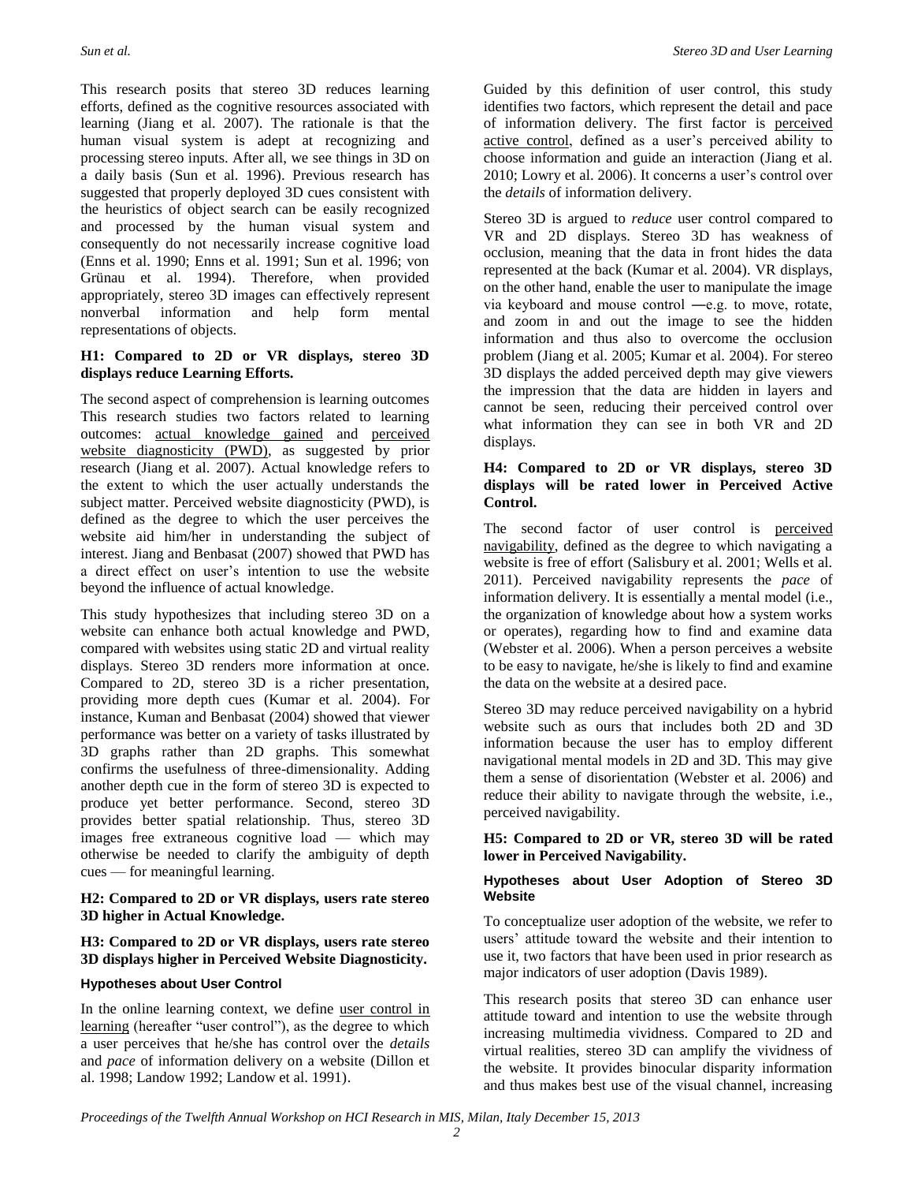This research posits that stereo 3D reduces learning efforts, defined as the cognitive resources associated with learning (Jiang et al. 2007). The rationale is that the human visual system is adept at recognizing and processing stereo inputs. After all, we see things in 3D on a daily basis (Sun et al. 1996). Previous research has suggested that properly deployed 3D cues consistent with the heuristics of object search can be easily recognized and processed by the human visual system and consequently do not necessarily increase cognitive load (Enns et al. 1990; Enns et al. 1991; Sun et al. 1996; von Grünau et al. 1994). Therefore, when provided appropriately, stereo 3D images can effectively represent nonverbal information and help form mental representations of objects.

**H1: Compared to 2D or VR displays, stereo 3D displays reduce Learning Efforts.**

The second aspect of comprehension is learning outcomes This research studies two factors related to learning outcomes: actual knowledge gained and perceived website diagnosticity (PWD), as suggested by prior research (Jiang et al. 2007). Actual knowledge refers to the extent to which the user actually understands the subject matter. Perceived website diagnosticity (PWD), is defined as the degree to which the user perceives the website aid him/her in understanding the subject of interest. Jiang and Benbasat (2007) showed that PWD has a direct effect on user's intention to use the website beyond the influence of actual knowledge.

This study hypothesizes that including stereo 3D on a website can enhance both actual knowledge and PWD, compared with websites using static 2D and virtual reality displays. Stereo 3D renders more information at once. Compared to 2D, stereo 3D is a richer presentation, providing more depth cues (Kumar et al. 2004). For instance, Kuman and Benbasat (2004) showed that viewer performance was better on a variety of tasks illustrated by 3D graphs rather than 2D graphs. This somewhat confirms the usefulness of three-dimensionality. Adding another depth cue in the form of stereo 3D is expected to produce yet better performance. Second, stereo 3D provides better spatial relationship. Thus, stereo 3D images free extraneous cognitive load — which may otherwise be needed to clarify the ambiguity of depth cues — for meaningful learning.

**H2: Compared to 2D or VR displays, users rate stereo 3D higher in Actual Knowledge.**

**H3: Compared to 2D or VR displays, users rate stereo 3D displays higher in Perceived Website Diagnosticity.**

#### Hypotheses about User Control

In the online learning context, we define user control in learning (hereafter "user control"), as the degree to which a user perceives that he/she has control over the *details* and *pace* of information delivery on a website (Dillon et al. 1998; Landow 1992; Landow et al. 1991).

Guided by this definition of user control, this study identifies two factors, which represent the detail and pace of information delivery. The first factor is perceived active control, defined as a user's perceived ability to choose information and guide an interaction (Jiang et al. 2010; Lowry et al. 2006). It concerns a user's control over the *details* of information delivery.

Stereo 3D is argued to *reduce* user control compared to VR and 2D displays. Stereo 3D has weakness of occlusion, meaning that the data in front hides the data represented at the back (Kumar et al. 2004). VR displays, on the other hand, enable the user to manipulate the image via keyboard and mouse control ―e.g. to move, rotate, and zoom in and out the image to see the hidden information and thus also to overcome the occlusion problem (Jiang et al. 2005; Kumar et al. 2004). For stereo 3D displays the added perceived depth may give viewers the impression that the data are hidden in layers and cannot be seen, reducing their perceived control over what information they can see in both VR and 2D displays.

**H4: Compared to 2D or VR displays, stereo 3D displays will be rated lower in Perceived Active Control.**

The second factor of user control is perceived navigability, defined as the degree to which navigating a website is free of effort (Salisbury et al. 2001; Wells et al. 2011). Perceived navigability represents the *pace* of information delivery. It is essentially a mental model (i.e., the organization of knowledge about how a system works or operates), regarding how to find and examine data (Webster et al. 2006). When a person perceives a website to be easy to navigate, he/she is likely to find and examine the data on the website at a desired pace.

Stereo 3D may reduce perceived navigability on a hybrid website such as ours that includes both 2D and 3D information because the user has to employ different navigational mental models in 2D and 3D. This may give them a sense of disorientation (Webster et al. 2006) and reduce their ability to navigate through the website, i.e., perceived navigability.

**H5: Compared to 2D or VR, stereo 3D will be rated lower in Perceived Navigability.**

#### Hypotheses about User Adoption of Stereo 3D Website

To conceptualize user adoption of the website, we refer to users' attitude toward the website and their intention to use it, two factors that have been used in prior research as major indicators of user adoption (Davis 1989).

This research posits that stereo 3D can enhance user attitude toward and intention to use the website through increasing multimedia vividness. Compared to 2D and virtual realities, stereo 3D can amplify the vividness of the website. It provides binocular disparity information and thus makes best use of the visual channel, increasing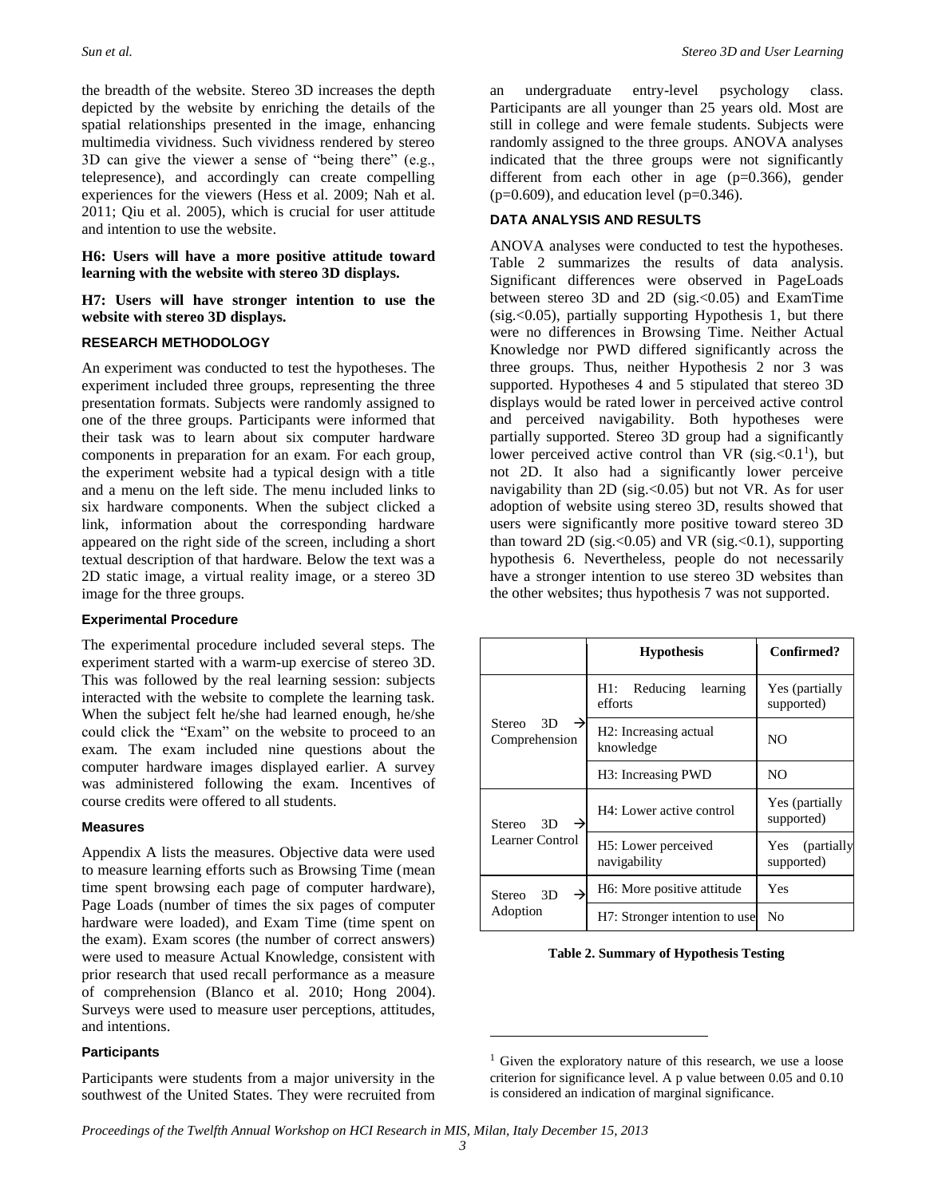the breadth of the website. Stereo 3D increases the depth depicted by the website by enriching the details of the spatial relationships presented in the image, enhancing multimedia vividness. Such vividness rendered by stereo 3D can give the viewer a sense of "being there" (e.g., telepresence), and accordingly can create compelling experiences for the viewers (Hess et al. 2009; Nah et al. 2011; Qiu et al. 2005), which is crucial for user attitude and intention to use the website.

**H6: Users will have a more positive attitude toward learning with the website with stereo 3D displays.**

**H7: Users will have stronger intention to use the website with stereo 3D displays.**

## RESEARCH METHODOLOGY

An experiment was conducted to test the hypotheses. The experiment included three groups, representing the three presentation formats. Subjects were randomly assigned to one of the three groups. Participants were informed that their task was to learn about six computer hardware components in preparation for an exam. For each group, the experiment website had a typical design with a title and a menu on the left side. The menu included links to six hardware components. When the subject clicked a link, information about the corresponding hardware appeared on the right side of the screen, including a short textual description of that hardware. Below the text was a 2D static image, a virtual reality image, or a stereo 3D image for the three groups.

### Experimental Procedure

The experimental procedure included several steps. The experiment started with a warm-up exercise of stereo 3D. This was followed by the real learning session: subjects interacted with the website to complete the learning task. When the subject felt he/she had learned enough, he/she could click the "Exam" on the website to proceed to an exam. The exam included nine questions about the computer hardware images displayed earlier. A survey was administered following the exam. Incentives of course credits were offered to all students.

### Measures

Appendix A lists the measures. Objective data were used to measure learning efforts such as Browsing Time (mean time spent browsing each page of computer hardware), Page Loads (number of times the six pages of computer hardware were loaded), and Exam Time (time spent on the exam). Exam scores (the number of correct answers) were used to measure Actual Knowledge, consistent with prior research that used recall performance as a measure of comprehension (Blanco et al. 2010; Hong 2004). Surveys were used to measure user perceptions, attitudes, and intentions.

### Participants

Participants were students from a major university in the southwest of the United States. They were recruited from an undergraduate entry-level psychology class. Participants are all younger than 25 years old. Most are still in college and were female students. Subjects were randomly assigned to the three groups. ANOVA analyses indicated that the three groups were not significantly different from each other in age ($p=0.366$), gender ($p=0.609$), and education level ($p=0.346$).

## DATA ANALYSIS AND RESULTS

ANOVA analyses were conducted to test the hypotheses. Table 2 summarizes the results of data analysis. Significant differences were observed in PageLoads between stereo 3D and 2D (sig.<0.05) and ExamTime (sig.<0.05), partially supporting Hypothesis 1, but there were no differences in Browsing Time. Neither Actual Knowledge nor PWD differed significantly across the three groups. Thus, neither Hypothesis 2 nor 3 was supported. Hypotheses 4 and 5 stipulated that stereo 3D displays would be rated lower in perceived active control and perceived navigability. Both hypotheses were partially supported. Stereo 3D group had a significantly lower perceived active control than VR (sig.<0.1[1]), but not 2D. It also had a significantly lower perceive navigability than 2D (sig.<0.05) but not VR. As for user adoption of website using stereo 3D, results showed that users were significantly more positive toward stereo 3D than toward 2D (sig.<0.05) and VR (sig.<0.1), supporting hypothesis 6. Nevertheless, people do not necessarily have a stronger intention to use stereo 3D websites than the other websites; thus hypothesis 7 was not supported.

| | Hypothesis | Confirmed? |
|---|---|---|
| Stereo 3D → Comprehension | H1: Reducing learning efforts | Yes (partially supported) |
| | H2: Increasing actual knowledge | NO |
| | H3: Increasing PWD | NO |
| Stereo 3D → Learner Control | H4: Lower active control | Yes (partially supported) |
| | H5: Lower perceived navigability | Yes (partially supported) |
| Stereo 3D → Adoption | H6: More positive attitude | Yes |
| | H7: Stronger intention to use | No |

**Table 2. Summary of Hypothesis Testing**

[1] Given the exploratory nature of this research, we use a loose criterion for significance level. A p value between 0.05 and 0.10 is considered an indication of marginal significance.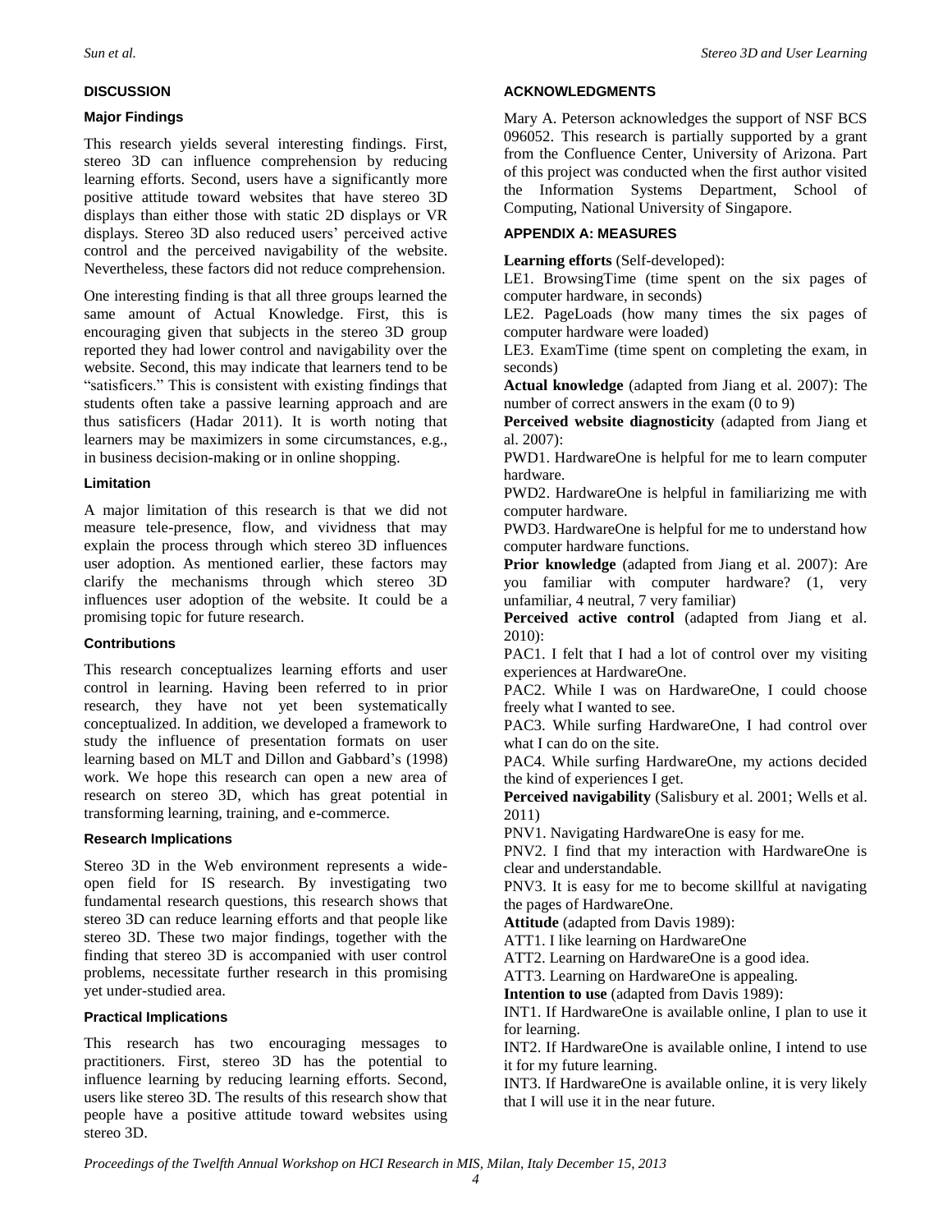## DISCUSSION

### Major Findings

This research yields several interesting findings. First, stereo 3D can influence comprehension by reducing learning efforts. Second, users have a significantly more positive attitude toward websites that have stereo 3D displays than either those with static 2D displays or VR displays. Stereo 3D also reduced users' perceived active control and the perceived navigability of the website. Nevertheless, these factors did not reduce comprehension.

One interesting finding is that all three groups learned the same amount of Actual Knowledge. First, this is encouraging given that subjects in the stereo 3D group reported they had lower control and navigability over the website. Second, this may indicate that learners tend to be "satisficers." This is consistent with existing findings that students often take a passive learning approach and are thus satisficers (Hadar 2011). It is worth noting that learners may be maximizers in some circumstances, e.g., in business decision-making or in online shopping.

### Limitation

A major limitation of this research is that we did not measure tele-presence, flow, and vividness that may explain the process through which stereo 3D influences user adoption. As mentioned earlier, these factors may clarify the mechanisms through which stereo 3D influences user adoption of the website. It could be a promising topic for future research.

### Contributions

This research conceptualizes learning efforts and user control in learning. Having been referred to in prior research, they have not yet been systematically conceptualized. In addition, we developed a framework to study the influence of presentation formats on user learning based on MLT and Dillon and Gabbard's (1998) work. We hope this research can open a new area of research on stereo 3D, which has great potential in transforming learning, training, and e-commerce.

### Research Implications

Stereo 3D in the Web environment represents a wide-open field for IS research. By investigating two fundamental research questions, this research shows that stereo 3D can reduce learning efforts and that people like stereo 3D. These two major findings, together with the finding that stereo 3D is accompanied with user control problems, necessitate further research in this promising yet under-studied area.

### Practical Implications

This research has two encouraging messages to practitioners. First, stereo 3D has the potential to influence learning by reducing learning efforts. Second, users like stereo 3D. The results of this research show that people have a positive attitude toward websites using stereo 3D.

## ACKNOWLEDGMENTS

Mary A. Peterson acknowledges the support of NSF BCS 096052. This research is partially supported by a grant from the Confluence Center, University of Arizona. Part of this project was conducted when the first author visited the Information Systems Department, School of Computing, National University of Singapore.

## APPENDIX A: MEASURES

**Learning efforts** (Self-developed):

LE1. BrowsingTime (time spent on the six pages of computer hardware, in seconds)

LE2. PageLoads (how many times the six pages of computer hardware were loaded)

LE3. ExamTime (time spent on completing the exam, in seconds)

**Actual knowledge** (adapted from Jiang et al. 2007): The number of correct answers in the exam (0 to 9)

**Perceived website diagnosticity** (adapted from Jiang et al. 2007):

PWD1. HardwareOne is helpful for me to learn computer hardware.

PWD2. HardwareOne is helpful in familiarizing me with computer hardware.

PWD3. HardwareOne is helpful for me to understand how computer hardware functions.

**Prior knowledge** (adapted from Jiang et al. 2007): Are you familiar with computer hardware? (1, very unfamiliar, 4 neutral, 7 very familiar)

**Perceived active control** (adapted from Jiang et al. 2010):

PAC1. I felt that I had a lot of control over my visiting experiences at HardwareOne.

PAC2. While I was on HardwareOne, I could choose freely what I wanted to see.

PAC3. While surfing HardwareOne, I had control over what I can do on the site.

PAC4. While surfing HardwareOne, my actions decided the kind of experiences I get.

**Perceived navigability** (Salisbury et al. 2001; Wells et al. 2011)

PNV1. Navigating HardwareOne is easy for me.

PNV2. I find that my interaction with HardwareOne is clear and understandable.

PNV3. It is easy for me to become skillful at navigating the pages of HardwareOne.

**Attitude** (adapted from Davis 1989):

ATT1. I like learning on HardwareOne

ATT2. Learning on HardwareOne is a good idea.

ATT3. Learning on HardwareOne is appealing.

**Intention to use** (adapted from Davis 1989):

INT1. If HardwareOne is available online, I plan to use it for learning.

INT2. If HardwareOne is available online, I intend to use it for my future learning.

INT3. If HardwareOne is available online, it is very likely that I will use it in the near future.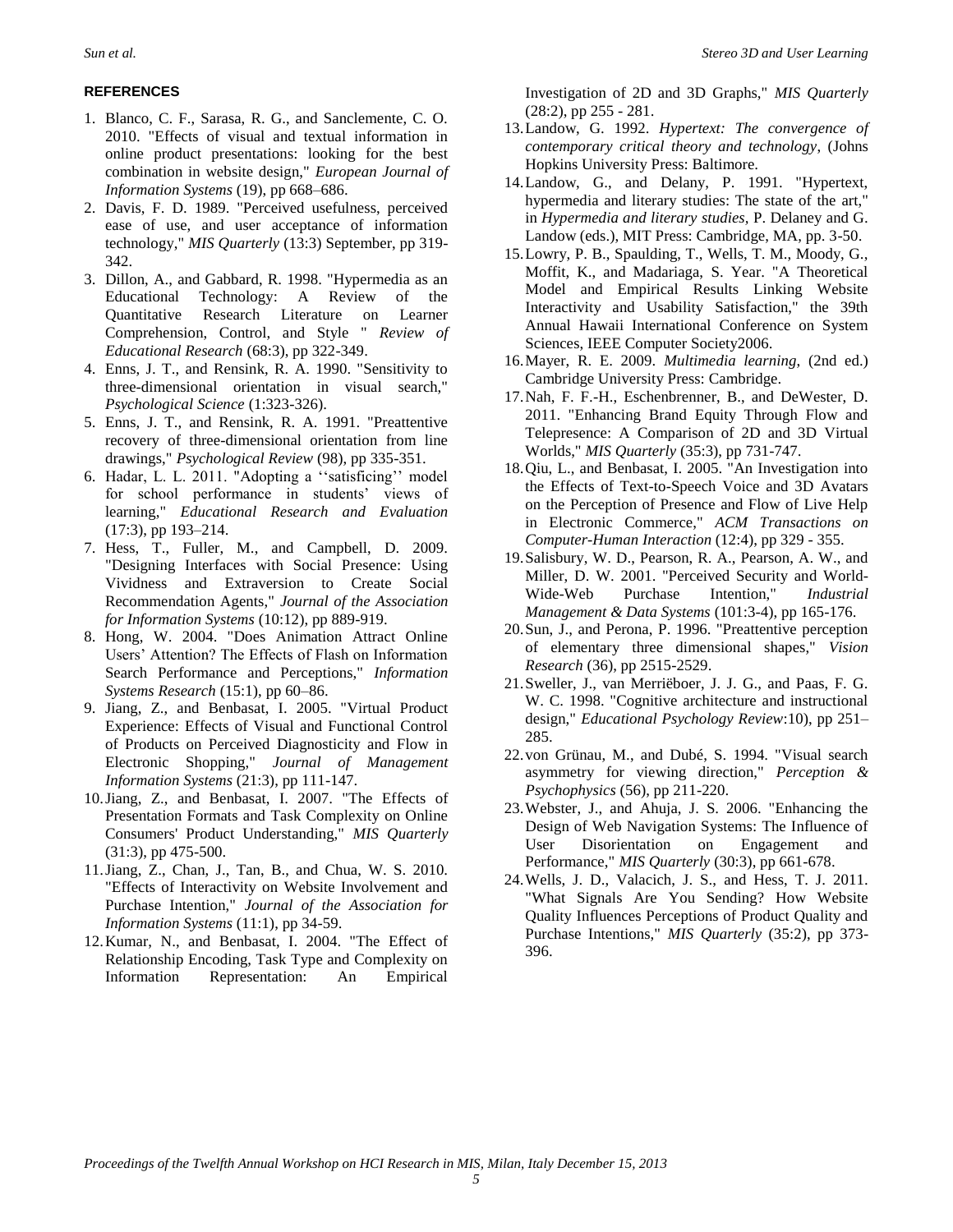## REFERENCES

1. Blanco, C. F., Sarasa, R. G., and Sanclemente, C. O. 2010. "Effects of visual and textual information in online product presentations: looking for the best combination in website design," *European Journal of Information Systems* (19), pp 668–686.
2. Davis, F. D. 1989. "Perceived usefulness, perceived ease of use, and user acceptance of information technology," *MIS Quarterly* (13:3) September, pp 319-342.
3. Dillon, A., and Gabbard, R. 1998. "Hypermedia as an Educational Technology: A Review of the Quantitative Research Literature on Learner Comprehension, Control, and Style " *Review of Educational Research* (68:3), pp 322-349.
4. Enns, J. T., and Rensink, R. A. 1990. "Sensitivity to three-dimensional orientation in visual search," *Psychological Science* (1:323-326).
5. Enns, J. T., and Rensink, R. A. 1991. "Preattentive recovery of three-dimensional orientation from line drawings," *Psychological Review* (98), pp 335-351.
6. Hadar, L. L. 2011. "Adopting a ''satisficing'' model for school performance in students' views of learning," *Educational Research and Evaluation* (17:3), pp 193–214.
7. Hess, T., Fuller, M., and Campbell, D. 2009. "Designing Interfaces with Social Presence: Using Vividness and Extraversion to Create Social Recommendation Agents," *Journal of the Association for Information Systems* (10:12), pp 889-919.
8. Hong, W. 2004. "Does Animation Attract Online Users' Attention? The Effects of Flash on Information Search Performance and Perceptions," *Information Systems Research* (15:1), pp 60–86.
9. Jiang, Z., and Benbasat, I. 2005. "Virtual Product Experience: Effects of Visual and Functional Control of Products on Perceived Diagnosticity and Flow in Electronic Shopping," *Journal of Management Information Systems* (21:3), pp 111-147.
10. Jiang, Z., and Benbasat, I. 2007. "The Effects of Presentation Formats and Task Complexity on Online Consumers' Product Understanding," *MIS Quarterly* (31:3), pp 475-500.
11. Jiang, Z., Chan, J., Tan, B., and Chua, W. S. 2010. "Effects of Interactivity on Website Involvement and Purchase Intention," *Journal of the Association for Information Systems* (11:1), pp 34-59.
12. Kumar, N., and Benbasat, I. 2004. "The Effect of Relationship Encoding, Task Type and Complexity on Information Representation: An Empirical Investigation of 2D and 3D Graphs," *MIS Quarterly* (28:2), pp 255 - 281.
13. Landow, G. 1992. *Hypertext: The convergence of contemporary critical theory and technology*, (Johns Hopkins University Press: Baltimore.
14. Landow, G., and Delany, P. 1991. "Hypertext, hypermedia and literary studies: The state of the art," in *Hypermedia and literary studies*, P. Delaney and G. Landow (eds.), MIT Press: Cambridge, MA, pp. 3-50.
15. Lowry, P. B., Spaulding, T., Wells, T. M., Moody, G., Moffit, K., and Madariaga, S. Year. "A Theoretical Model and Empirical Results Linking Website Interactivity and Usability Satisfaction," the 39th Annual Hawaii International Conference on System Sciences, IEEE Computer Society2006.
16. Mayer, R. E. 2009. *Multimedia learning*, (2nd ed.) Cambridge University Press: Cambridge.
17. Nah, F. F.-H., Eschenbrenner, B., and DeWester, D. 2011. "Enhancing Brand Equity Through Flow and Telepresence: A Comparison of 2D and 3D Virtual Worlds," *MIS Quarterly* (35:3), pp 731-747.
18. Qiu, L., and Benbasat, I. 2005. "An Investigation into the Effects of Text-to-Speech Voice and 3D Avatars on the Perception of Presence and Flow of Live Help in Electronic Commerce," *ACM Transactions on Computer-Human Interaction* (12:4), pp 329 - 355.
19. Salisbury, W. D., Pearson, R. A., Pearson, A. W., and Miller, D. W. 2001. "Perceived Security and World-Wide-Web Purchase Intention," *Industrial Management & Data Systems* (101:3-4), pp 165-176.
20. Sun, J., and Perona, P. 1996. "Preattentive perception of elementary three dimensional shapes," *Vision Research* (36), pp 2515-2529.
21. Sweller, J., van Merriëboer, J. J. G., and Paas, F. G. W. C. 1998. "Cognitive architecture and instructional design," *Educational Psychology Review*:10), pp 251–285.
22. von Grünau, M., and Dubé, S. 1994. "Visual search asymmetry for viewing direction," *Perception & Psychophysics* (56), pp 211-220.
23. Webster, J., and Ahuja, J. S. 2006. "Enhancing the Design of Web Navigation Systems: The Influence of User Disorientation on Engagement and Performance," *MIS Quarterly* (30:3), pp 661-678.
24. Wells, J. D., Valacich, J. S., and Hess, T. J. 2011. "What Signals Are You Sending? How Website Quality Influences Perceptions of Product Quality and Purchase Intentions," *MIS Quarterly* (35:2), pp 373-396.